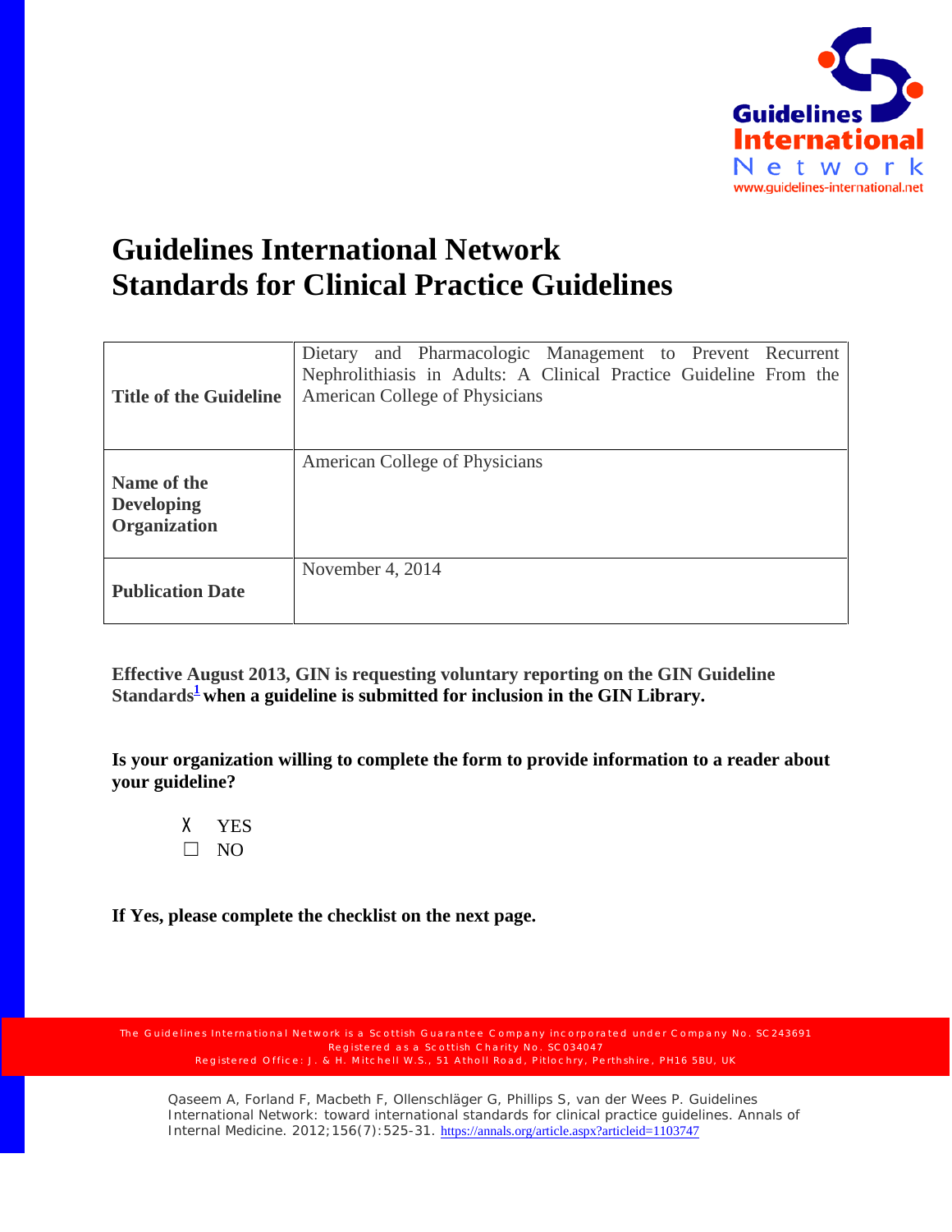# Guidelines International Network Standards for Clinical Practice Guidelines

| | |
|---|---|
| **Title of the Guideline** | Dietary and Pharmacologic Management to Prevent Recurrent Nephrolithiasis in Adults: A Clinical Practice Guideline From the American College of Physicians |
| **Name of the Developing Organization** | American College of Physicians |
| **Publication Date** | November 4, 2014 |

**Effective August 2013, GIN is requesting voluntary reporting on the GIN Guideline Standards[1] when a guideline is submitted for inclusion in the GIN Library.**

**Is your organization willing to complete the form to provide information to a reader about your guideline?**

- X YES
- ☐ NO

**If Yes, please complete the checklist on the next page.**

The Guidelines International Network is a Scottish Guarantee Company incorporated under Company No. SC243691
Registered as a Scottish Charity No. SC034047
Registered Office: J. & H. Mitchell W.S., 51 Atholl Road, Pitlochry, Perthshire, PH16 5BU, UK

[1] Qaseem A, Forland F, Macbeth F, Ollenschläger G, Phillips S, van der Wees P. Guidelines International Network: toward international standards for clinical practice guidelines. Annals of Internal Medicine. 2012;156(7):525-31. https://annals.org/article.aspx?articleid=1103747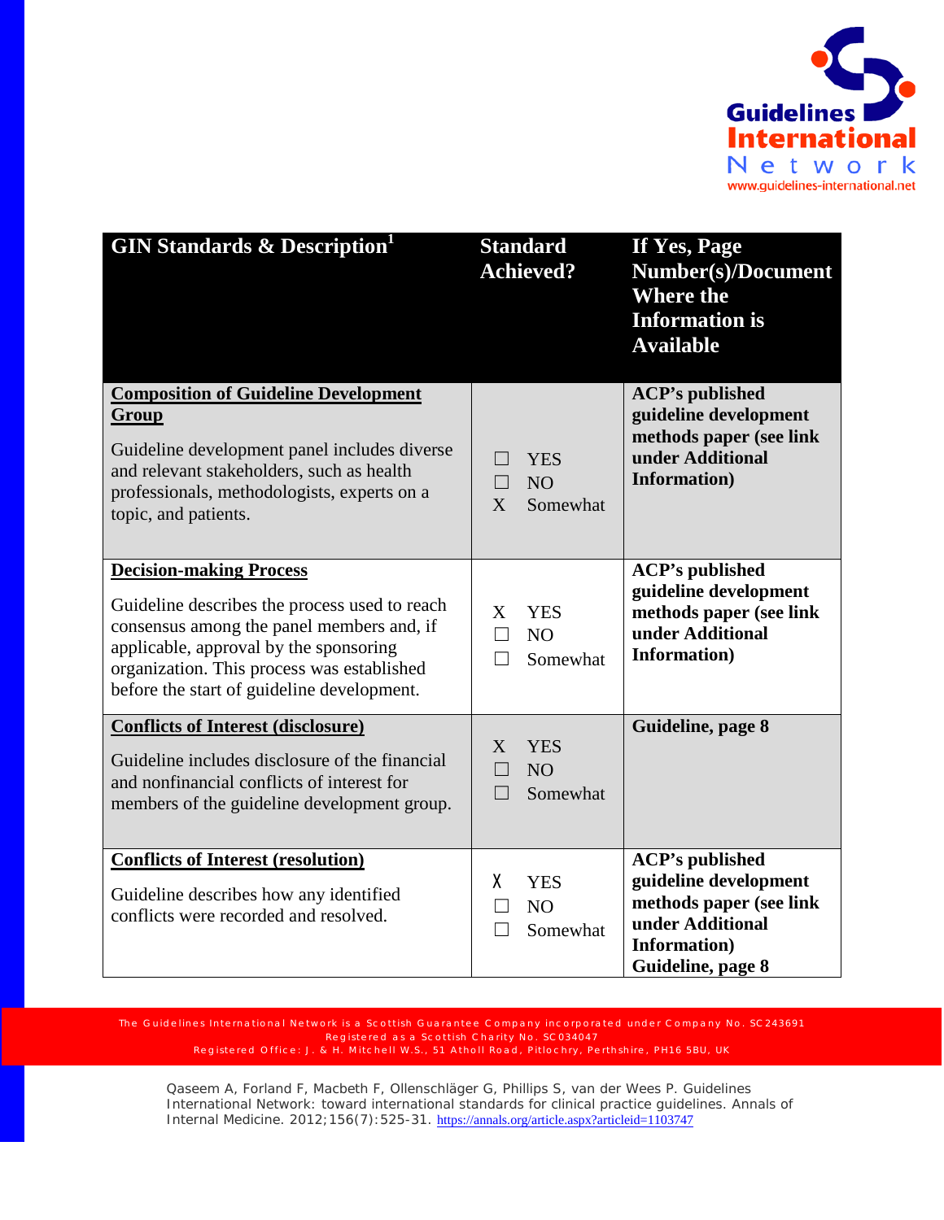| GIN Standards & Description[1] | Standard Achieved? | If Yes, Page Number(s)/Document Where the Information is Available |
|---|---|---|
| **Composition of Guideline Development Group**<br><br>Guideline development panel includes diverse and relevant stakeholders, such as health professionals, methodologists, experts on a topic, and patients. | ☐ YES<br>☐ NO<br>X Somewhat | **ACP's published guideline development methods paper (see link under Additional Information)** |
| **Decision-making Process**<br><br>Guideline describes the process used to reach consensus among the panel members and, if applicable, approval by the sponsoring organization. This process was established before the start of guideline development. | X YES<br>☐ NO<br>☐ Somewhat | **ACP's published guideline development methods paper (see link under Additional Information)** |
| **Conflicts of Interest (disclosure)**<br><br>Guideline includes disclosure of the financial and nonfinancial conflicts of interest for members of the guideline development group. | X YES<br>☐ NO<br>☐ Somewhat | **Guideline, page 8** |
| **Conflicts of Interest (resolution)**<br><br>Guideline describes how any identified conflicts were recorded and resolved. | X YES<br>☐ NO<br>☐ Somewhat | **ACP's published guideline development methods paper (see link under Additional Information)**<br>**Guideline, page 8** |

Qaseem A, Forland F, Macbeth F, Ollenschläger G, Phillips S, van der Wees P. Guidelines International Network: toward international standards for clinical practice guidelines. Annals of Internal Medicine. 2012;156(7):525-31. https://annals.org/article.aspx?articleid=1103747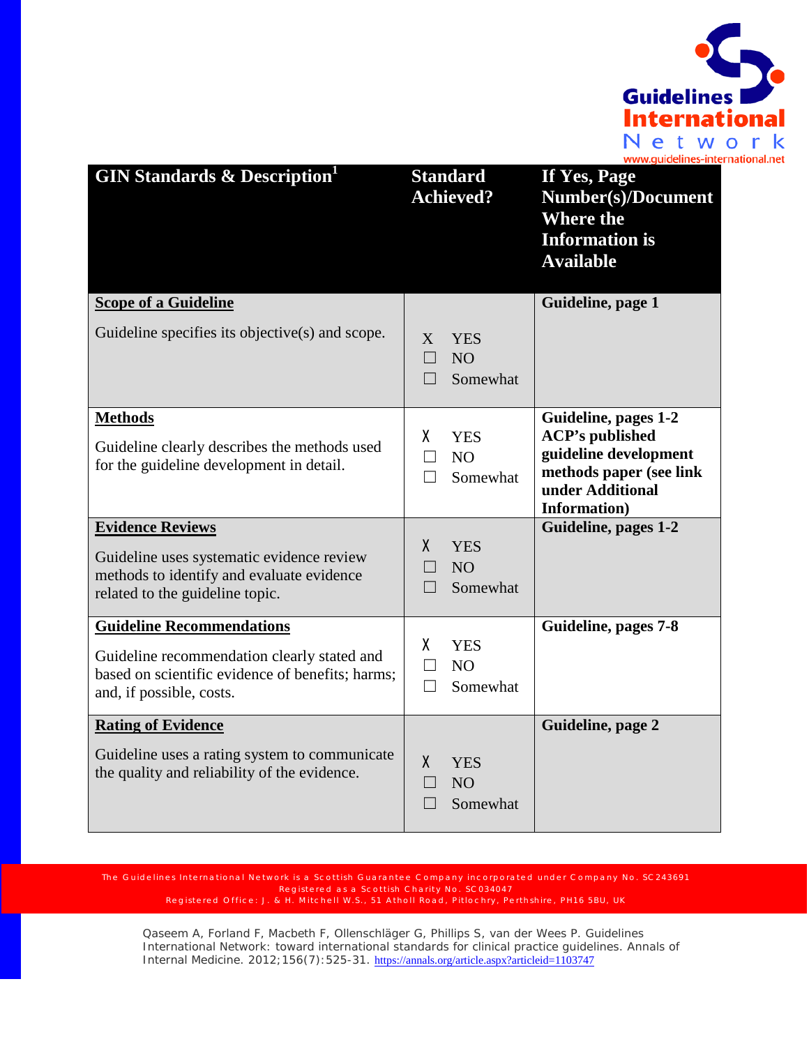| GIN Standards & Description[1] | Standard Achieved? | If Yes, Page Number(s)/Document Where the Information is Available |
|---|---|---|
| **Scope of a Guideline**<br><br>Guideline specifies its objective(s) and scope. | X YES<br>☐ NO<br>☐ Somewhat | **Guideline, page 1** |
| **Methods**<br><br>Guideline clearly describes the methods used for the guideline development in detail. | X YES<br>☐ NO<br>☐ Somewhat | **Guideline, pages 1-2**<br>**ACP's published guideline development methods paper (see link under Additional Information)** |
| **Evidence Reviews**<br><br>Guideline uses systematic evidence review methods to identify and evaluate evidence related to the guideline topic. | X YES<br>☐ NO<br>☐ Somewhat | **Guideline, pages 1-2** |
| **Guideline Recommendations**<br><br>Guideline recommendation clearly stated and based on scientific evidence of benefits; harms; and, if possible, costs. | X YES<br>☐ NO<br>☐ Somewhat | **Guideline, pages 7-8** |
| **Rating of Evidence**<br><br>Guideline uses a rating system to communicate the quality and reliability of the evidence. | X YES<br>☐ NO<br>☐ Somewhat | **Guideline, page 2** |

[1] Qaseem A, Forland F, Macbeth F, Ollenschläger G, Phillips S, van der Wees P. Guidelines International Network: toward international standards for clinical practice guidelines. Annals of Internal Medicine. 2012;156(7):525-31. https://annals.org/article.aspx?articleid=1103747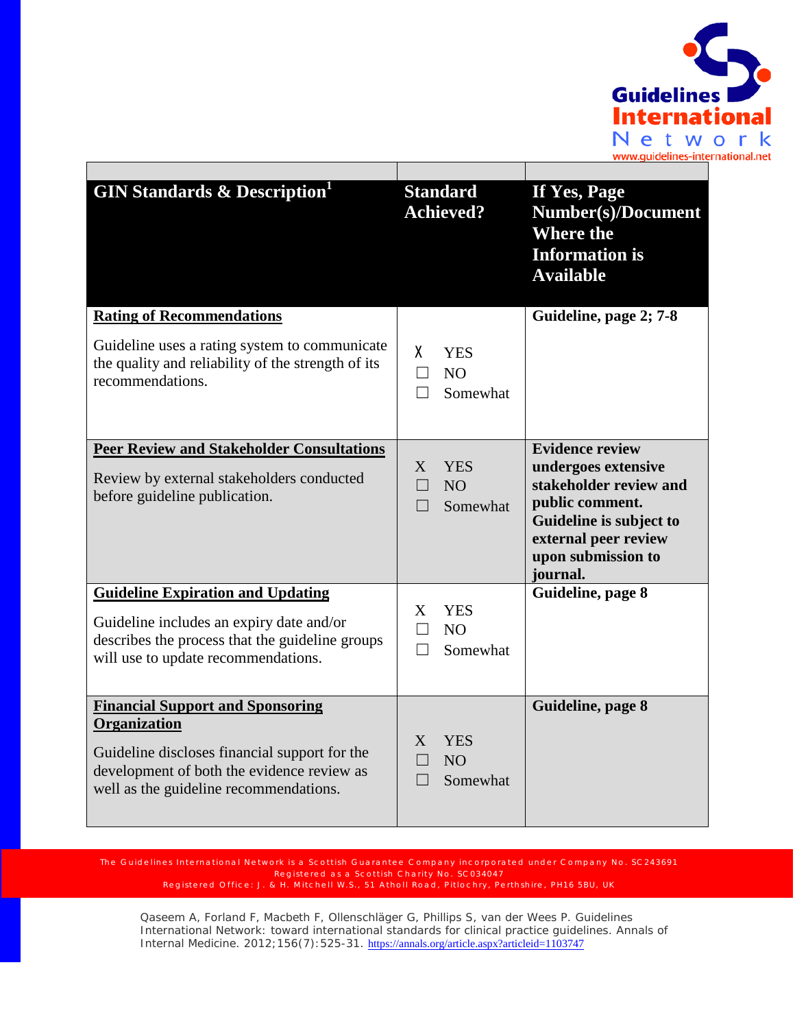| GIN Standards & Description[1] | Standard Achieved? | If Yes, Page Number(s)/Document Where the Information is Available |
|---|---|---|
| **Rating of Recommendations**<br><br>Guideline uses a rating system to communicate the quality and reliability of the strength of its recommendations. | X YES<br>☐ NO<br>☐ Somewhat | **Guideline, page 2; 7-8** |
| **Peer Review and Stakeholder Consultations**<br><br>Review by external stakeholders conducted before guideline publication. | X YES<br>☐ NO<br>☐ Somewhat | **Evidence review undergoes extensive stakeholder review and public comment. Guideline is subject to external peer review upon submission to journal.** |
| **Guideline Expiration and Updating**<br><br>Guideline includes an expiry date and/or describes the process that the guideline groups will use to update recommendations. | X YES<br>☐ NO<br>☐ Somewhat | **Guideline, page 8** |
| **Financial Support and Sponsoring Organization**<br><br>Guideline discloses financial support for the development of both the evidence review as well as the guideline recommendations. | X YES<br>☐ NO<br>☐ Somewhat | **Guideline, page 8** |

Qaseem A, Forland F, Macbeth F, Ollenschläger G, Phillips S, van der Wees P. Guidelines International Network: toward international standards for clinical practice guidelines. Annals of Internal Medicine. 2012;156(7):525-31. https://annals.org/article.aspx?articleid=1103747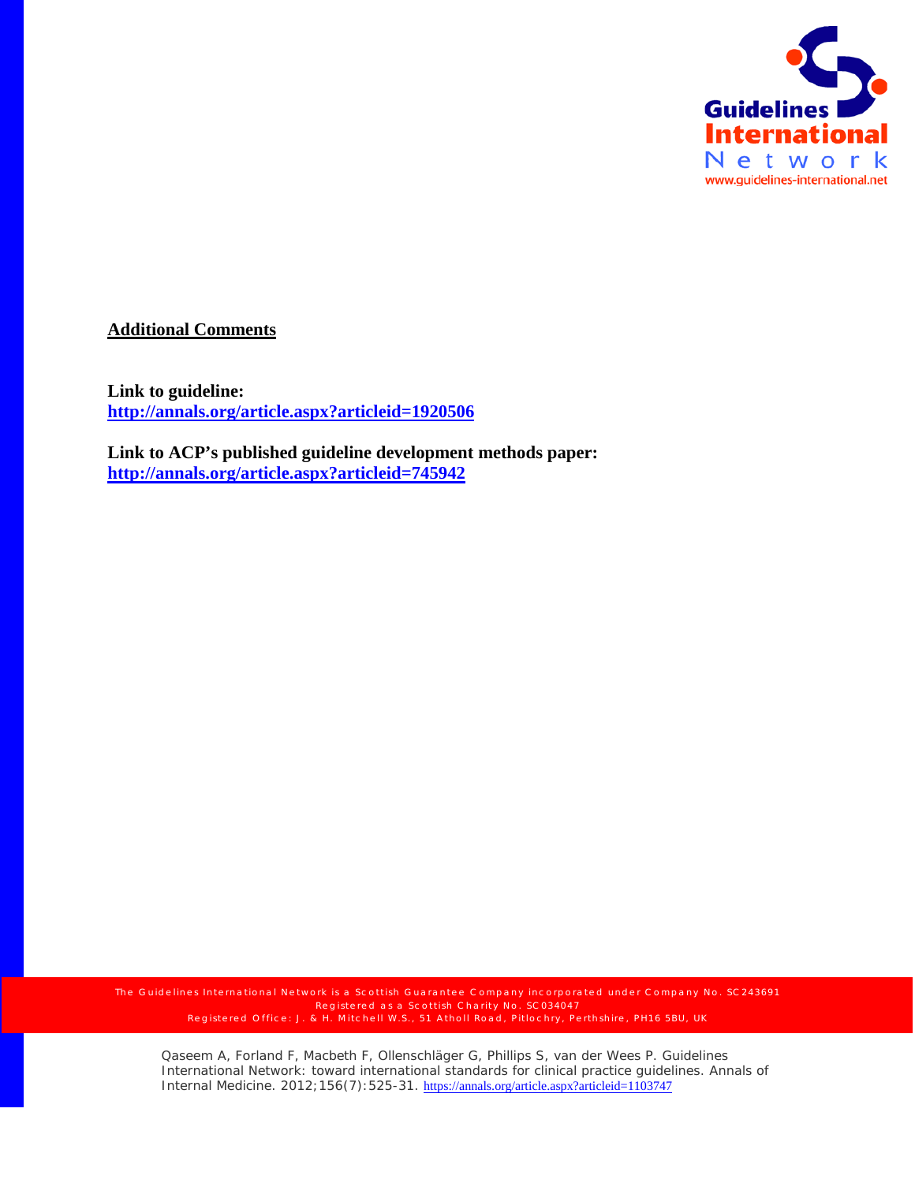## Additional Comments

**Link to guideline:**
**http://annals.org/article.aspx?articleid=1920506**

**Link to ACP's published guideline development methods paper:**
**http://annals.org/article.aspx?articleid=745942**